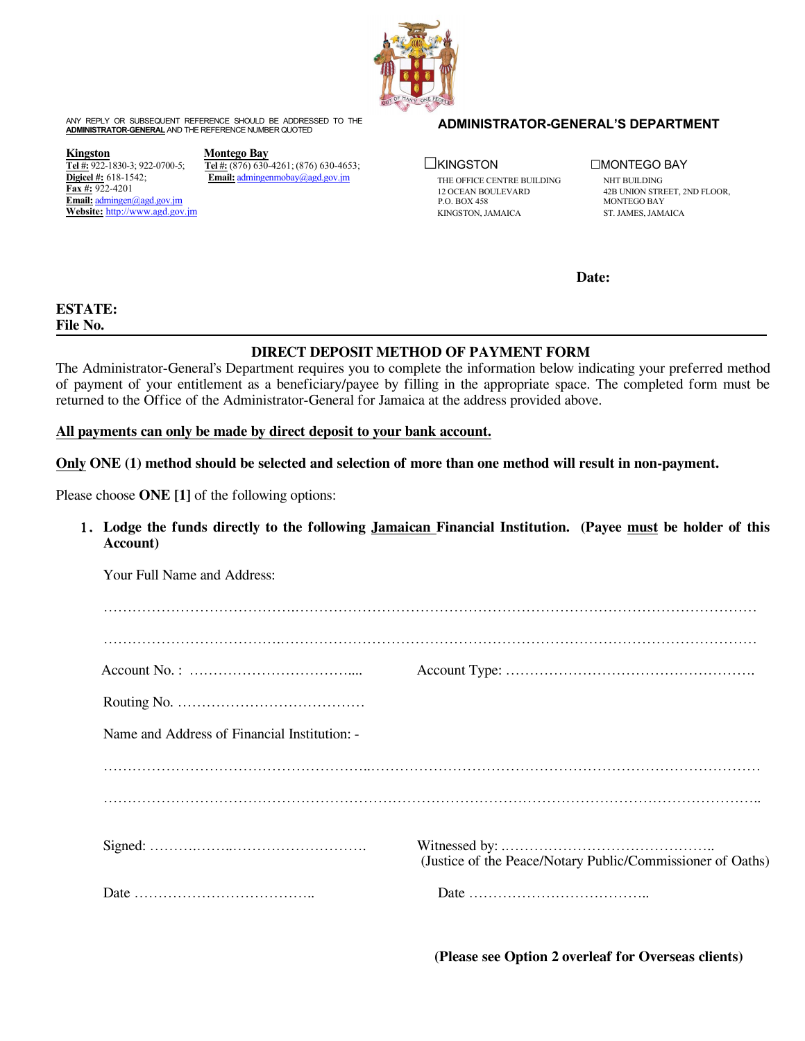ANY REPLY OR SUBSEQUENT REFERENCE SHOULD BE ADDRESSED TO THE **ADMINISTRATOR-GENERAL** AND THE REFERENCE NUMBER QUOTED

**ADMINISTRATOR-GENERAL'S DEPARTMENT**

**Kingston**
**Tel #:** 922-1830-3; 922-0700-5;
**Digicel #:** 618-1542;
**Fax #:** 922-4201
**Email:** admingen@agd.gov.jm
**Website:** http://www.agd.gov.jm

**Montego Bay**
**Tel #:** (876) 630-4261; (876) 630-4653;
**Email:** admingenmobay@agd.gov.jm

☐KINGSTON
THE OFFICE CENTRE BUILDING
12 OCEAN BOULEVARD
P.O. BOX 458
KINGSTON, JAMAICA

☐MONTEGO BAY
NHT BUILDING
42B UNION STREET, 2ND FLOOR,
MONTEGO BAY
ST. JAMES, JAMAICA

**Date:**

**ESTATE:**
**File No.**

---

## DIRECT DEPOSIT METHOD OF PAYMENT FORM

The Administrator-General's Department requires you to complete the information below indicating your preferred method of payment of your entitlement as a beneficiary/payee by filling in the appropriate space. The completed form must be returned to the Office of the Administrator-General for Jamaica at the address provided above.

**All payments can only be made by direct deposit to your bank account.**

**Only ONE (1) method should be selected and selection of more than one method will result in non-payment.**

Please choose **ONE [1]** of the following options:

1. **Lodge the funds directly to the following Jamaican Financial Institution. (Payee must be holder of this Account)**

   Your Full Name and Address:

   ……………………………………………………………………………………………………………………

   ……………………………………………………………………………………………………………………

   Account No. : ……………………………….... Account Type: …………………………………………….

   Routing No. …………………………………

   Name and Address of Financial Institution: -

   ……………………………………………………………………………………………………………………

   ……………………………………………………………………………………………………………………..

   Signed: ……….……..………………………. Witnessed by: ……………………………………..
   (Justice of the Peace/Notary Public/Commissioner of Oaths)

   Date ……………………………….. Date ………………………………..

**(Please see Option 2 overleaf for Overseas clients)**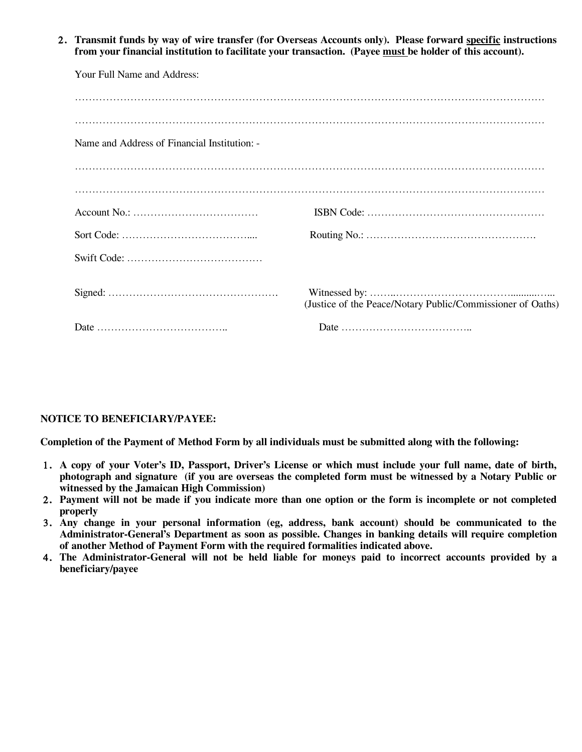2. **Transmit funds by way of wire transfer (for Overseas Accounts only). Please forward <u>specific</u> instructions from your financial institution to facilitate your transaction. (Payee <u>must</u> be holder of this account).**

Your Full Name and Address:

……………………………………………………………………………………………………………………

……………………………………………………………………………………………………………………

Name and Address of Financial Institution: -

……………………………………………………………………………………………………………………

……………………………………………………………………………………………………………………

Account No.: ………………………………  ISBN Code: ……………………………………………

Sort Code: ……………………………….... Routing No.: ………………………………………….

Swift Code: …………………………………

Signed: ………………………………………….  Witnessed by: ……..……………………………...........…...
(Justice of the Peace/Notary Public/Commissioner of Oaths)

Date ………………………………..  Date ………………………………..

**NOTICE TO BENEFICIARY/PAYEE:**

**Completion of the Payment of Method Form by all individuals must be submitted along with the following:**

1. **A copy of your Voter's ID, Passport, Driver's License or which must include your full name, date of birth, photograph and signature (if you are overseas the completed form must be witnessed by a Notary Public or witnessed by the Jamaican High Commission)**
2. **Payment will not be made if you indicate more than one option or the form is incomplete or not completed properly**
3. **Any change in your personal information (eg, address, bank account) should be communicated to the Administrator-General's Department as soon as possible. Changes in banking details will require completion of another Method of Payment Form with the required formalities indicated above.**
4. **The Administrator-General will not be held liable for moneys paid to incorrect accounts provided by a beneficiary/payee**